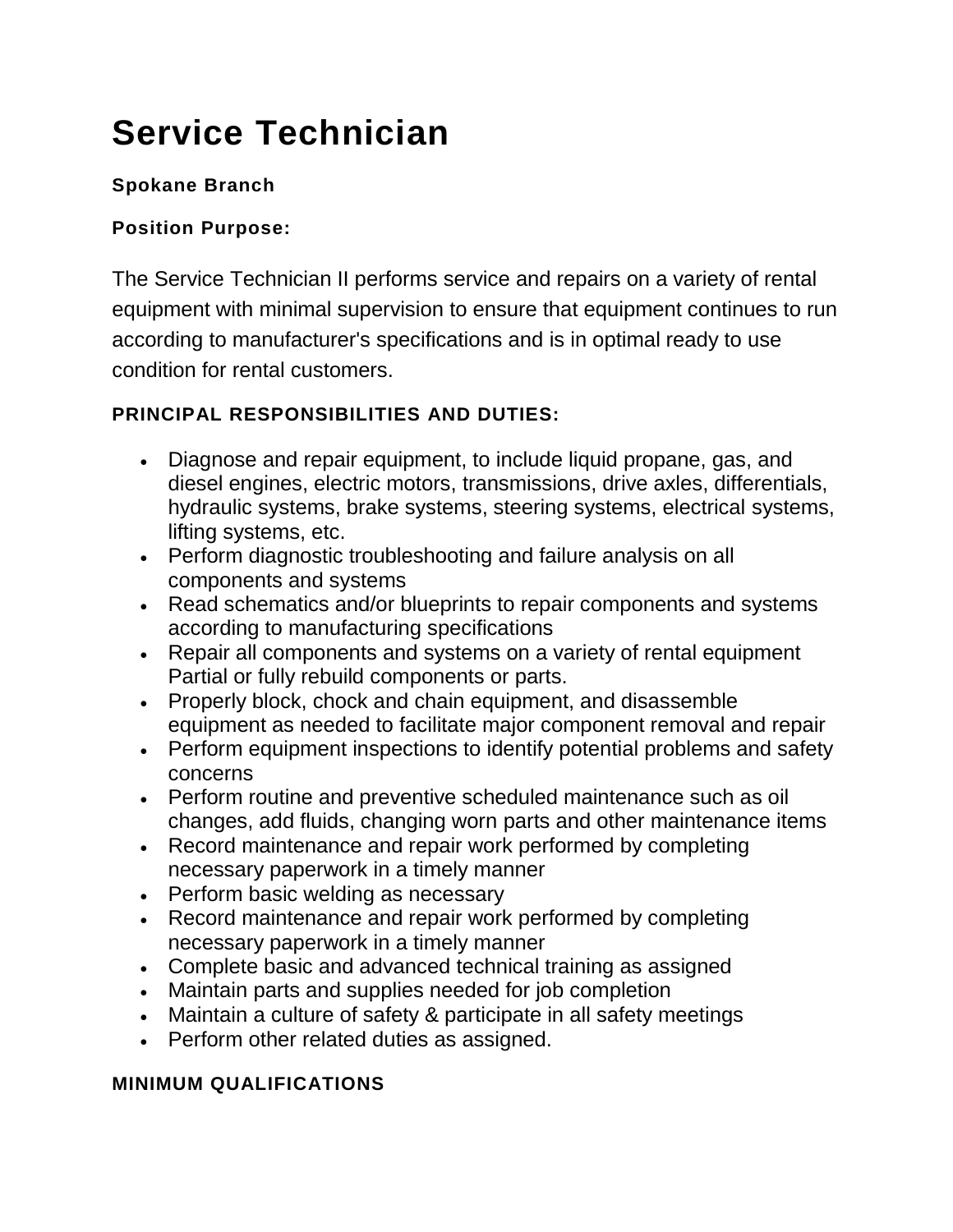# Service Technician

**Spokane Branch**

**Position Purpose:**

The Service Technician II performs service and repairs on a variety of rental equipment with minimal supervision to ensure that equipment continues to run according to manufacturer's specifications and is in optimal ready to use condition for rental customers.

**PRINCIPAL RESPONSIBILITIES AND DUTIES:**

- Diagnose and repair equipment, to include liquid propane, gas, and diesel engines, electric motors, transmissions, drive axles, differentials, hydraulic systems, brake systems, steering systems, electrical systems, lifting systems, etc.
- Perform diagnostic troubleshooting and failure analysis on all components and systems
- Read schematics and/or blueprints to repair components and systems according to manufacturing specifications
- Repair all components and systems on a variety of rental equipment Partial or fully rebuild components or parts.
- Properly block, chock and chain equipment, and disassemble equipment as needed to facilitate major component removal and repair
- Perform equipment inspections to identify potential problems and safety concerns
- Perform routine and preventive scheduled maintenance such as oil changes, add fluids, changing worn parts and other maintenance items
- Record maintenance and repair work performed by completing necessary paperwork in a timely manner
- Perform basic welding as necessary
- Record maintenance and repair work performed by completing necessary paperwork in a timely manner
- Complete basic and advanced technical training as assigned
- Maintain parts and supplies needed for job completion
- Maintain a culture of safety & participate in all safety meetings
- Perform other related duties as assigned.

**MINIMUM QUALIFICATIONS**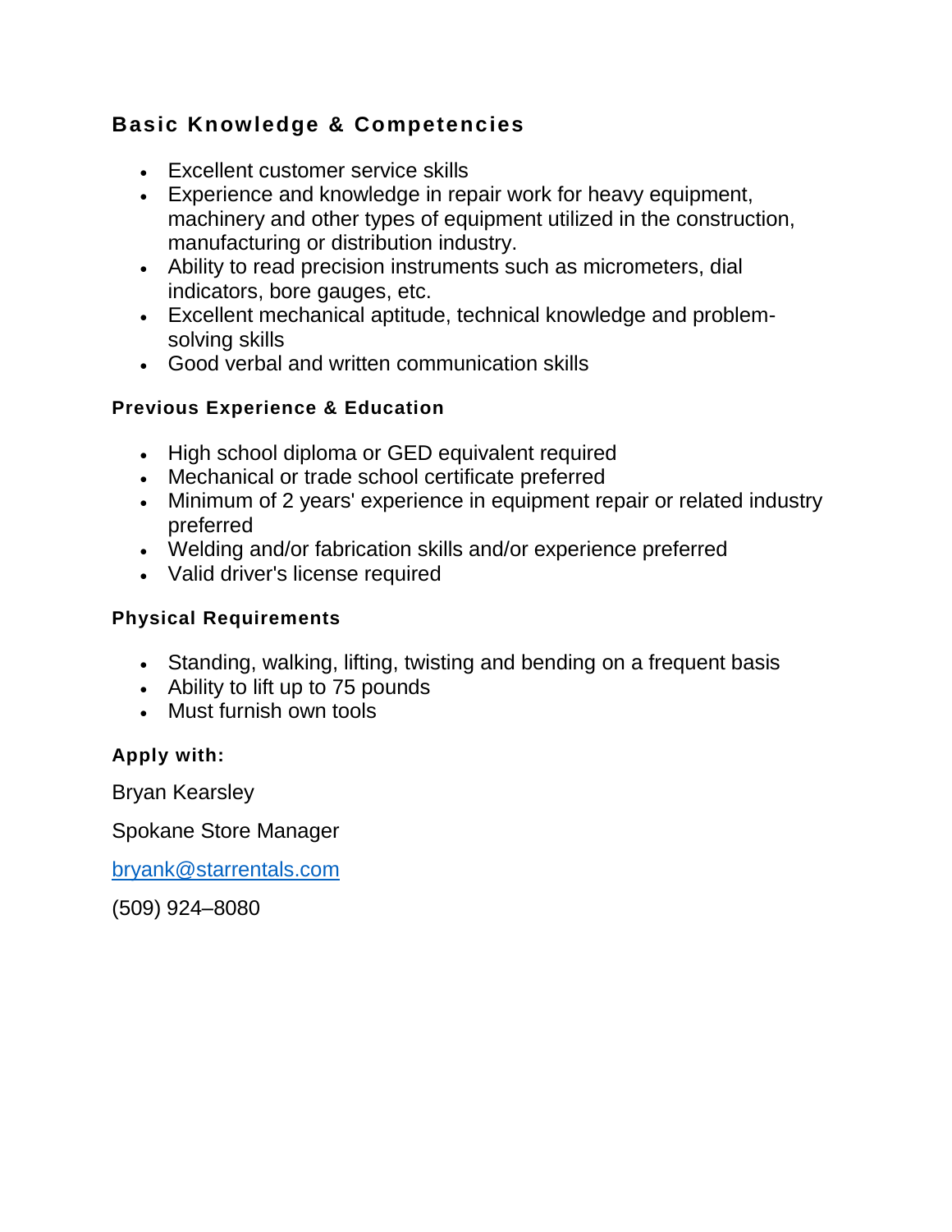## Basic Knowledge & Competencies

- Excellent customer service skills
- Experience and knowledge in repair work for heavy equipment, machinery and other types of equipment utilized in the construction, manufacturing or distribution industry.
- Ability to read precision instruments such as micrometers, dial indicators, bore gauges, etc.
- Excellent mechanical aptitude, technical knowledge and problem-solving skills
- Good verbal and written communication skills

### Previous Experience & Education

- High school diploma or GED equivalent required
- Mechanical or trade school certificate preferred
- Minimum of 2 years' experience in equipment repair or related industry preferred
- Welding and/or fabrication skills and/or experience preferred
- Valid driver's license required

### Physical Requirements

- Standing, walking, lifting, twisting and bending on a frequent basis
- Ability to lift up to 75 pounds
- Must furnish own tools

### Apply with:

Bryan Kearsley

Spokane Store Manager

bryank@starrentals.com

(509) 924–8080